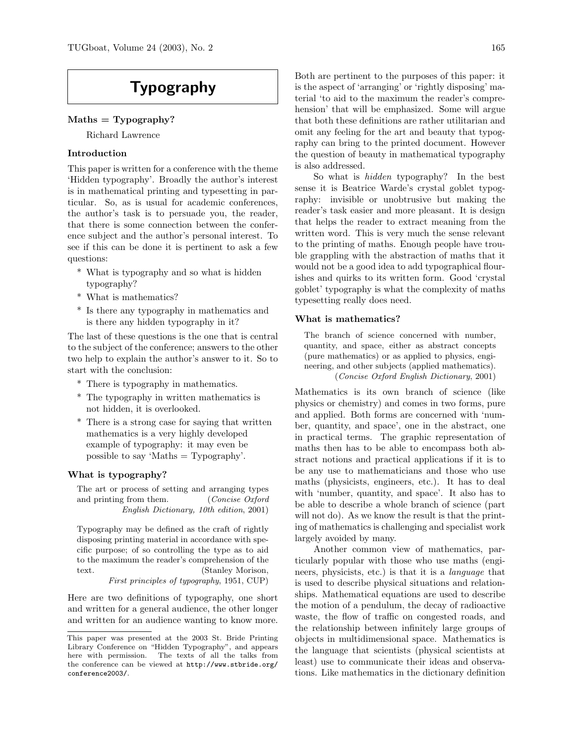# Typography

## Maths = Typography?

Richard Lawrence

### Introduction

This paper is written for a conference with the theme 'Hidden typography'. Broadly the author's interest is in mathematical printing and typesetting in particular. So, as is usual for academic conferences, the author's task is to persuade you, the reader, that there is some connection between the conference subject and the author's personal interest. To see if this can be done it is pertinent to ask a few questions:

* What is typography and so what is hidden typography?
* What is mathematics?
* Is there any typography in mathematics and is there any hidden typography in it?

The last of these questions is the one that is central to the subject of the conference; answers to the other two help to explain the author's answer to it. So to start with the conclusion:

* There is typography in mathematics.
* The typography in written mathematics is not hidden, it is overlooked.
* There is a strong case for saying that written mathematics is a very highly developed example of typography: it may even be possible to say 'Maths = Typography'.

### What is typography?

> The art or process of setting and arranging types and printing from them. (*Concise Oxford English Dictionary, 10th edition*, 2001)

> Typography may be defined as the craft of rightly disposing printing material in accordance with specific purpose; of so controlling the type as to aid to the maximum the reader's comprehension of the text. (Stanley Morison, *First principles of typography*, 1951, CUP)

Here are two definitions of typography, one short and written for a general audience, the other longer and written for an audience wanting to know more. Both are pertinent to the purposes of this paper: it is the aspect of 'arranging' or 'rightly disposing' material 'to aid to the maximum the reader's comprehension' that will be emphasized. Some will argue that both these definitions are rather utilitarian and omit any feeling for the art and beauty that typography can bring to the printed document. However the question of beauty in mathematical typography is also addressed.

So what is *hidden* typography? In the best sense it is Beatrice Warde's crystal goblet typography: invisible or unobtrusive but making the reader's task easier and more pleasant. It is design that helps the reader to extract meaning from the written word. This is very much the sense relevant to the printing of maths. Enough people have trouble grappling with the abstraction of maths that it would not be a good idea to add typographical flourishes and quirks to its written form. Good 'crystal goblet' typography is what the complexity of maths typesetting really does need.

### What is mathematics?

> The branch of science concerned with number, quantity, and space, either as abstract concepts (pure mathematics) or as applied to physics, engineering, and other subjects (applied mathematics). (*Concise Oxford English Dictionary*, 2001)

Mathematics is its own branch of science (like physics or chemistry) and comes in two forms, pure and applied. Both forms are concerned with 'number, quantity, and space', one in the abstract, one in practical terms. The graphic representation of maths then has to be able to encompass both abstract notions and practical applications if it is to be any use to mathematicians and those who use maths (physicists, engineers, etc.). It has to deal with 'number, quantity, and space'. It also has to be able to describe a whole branch of science (part will not do). As we know the result is that the printing of mathematics is challenging and specialist work largely avoided by many.

Another common view of mathematics, particularly popular with those who use maths (engineers, physicists, etc.) is that it is a *language* that is used to describe physical situations and relationships. Mathematical equations are used to describe the motion of a pendulum, the decay of radioactive waste, the flow of traffic on congested roads, and the relationship between infinitely large groups of objects in multidimensional space. Mathematics is the language that scientists (physical scientists at least) use to communicate their ideas and observations. Like mathematics in the dictionary definition

---

This paper was presented at the 2003 St. Bride Printing Library Conference on "Hidden Typography", and appears here with permission. The texts of all the talks from the conference can be viewed at `http://www.stbride.org/conference2003/`.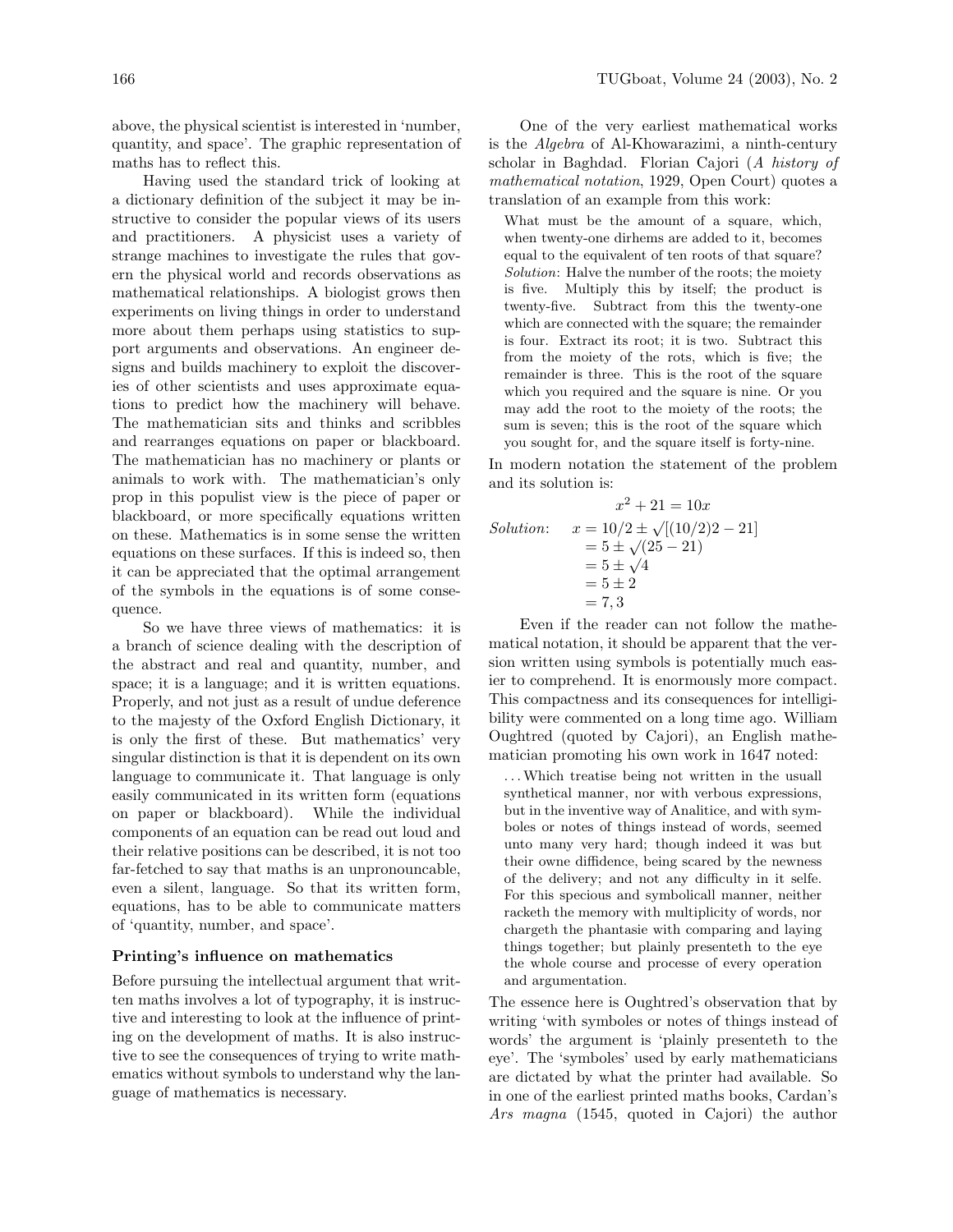above, the physical scientist is interested in 'number, quantity, and space'. The graphic representation of maths has to reflect this.

Having used the standard trick of looking at a dictionary definition of the subject it may be instructive to consider the popular views of its users and practitioners. A physicist uses a variety of strange machines to investigate the rules that govern the physical world and records observations as mathematical relationships. A biologist grows then experiments on living things in order to understand more about them perhaps using statistics to support arguments and observations. An engineer designs and builds machinery to exploit the discoveries of other scientists and uses approximate equations to predict how the machinery will behave. The mathematician sits and thinks and scribbles and rearranges equations on paper or blackboard. The mathematician has no machinery or plants or animals to work with. The mathematician's only prop in this populist view is the piece of paper or blackboard, or more specifically equations written on these. Mathematics is in some sense the written equations on these surfaces. If this is indeed so, then it can be appreciated that the optimal arrangement of the symbols in the equations is of some consequence.

So we have three views of mathematics: it is a branch of science dealing with the description of the abstract and real and quantity, number, and space; it is a language; and it is written equations. Properly, and not just as a result of undue deference to the majesty of the Oxford English Dictionary, it is only the first of these. But mathematics' very singular distinction is that it is dependent on its own language to communicate it. That language is only easily communicated in its written form (equations on paper or blackboard). While the individual components of an equation can be read out loud and their relative positions can be described, it is not too far-fetched to say that maths is an unpronouncable, even a silent, language. So that its written form, equations, has to be able to communicate matters of 'quantity, number, and space'.

### Printing's influence on mathematics

Before pursuing the intellectual argument that written maths involves a lot of typography, it is instructive and interesting to look at the influence of printing on the development of maths. It is also instructive to see the consequences of trying to write mathematics without symbols to understand why the language of mathematics is necessary.

One of the very earliest mathematical works is the *Algebra* of Al-Khowarazimi, a ninth-century scholar in Baghdad. Florian Cajori (*A history of mathematical notation*, 1929, Open Court) quotes a translation of an example from this work:

> What must be the amount of a square, which, when twenty-one dirhems are added to it, becomes equal to the equivalent of ten roots of that square? *Solution*: Halve the number of the roots; the moiety is five. Multiply this by itself; the product is twenty-five. Subtract from this the twenty-one which are connected with the square; the remainder is four. Extract its root; it is two. Subtract this from the moiety of the rots, which is five; the remainder is three. This is the root of the square which you required and the square is nine. Or you may add the root to the moiety of the roots; the sum is seven; this is the root of the square which you sought for, and the square itself is forty-nine.

In modern notation the statement of the problem and its solution is:

$$x^2 + 21 = 10x$$

*Solution*:
$$\begin{aligned} x &= 10/2 \pm \sqrt{}[(10/2)2 - 21] \\ &= 5 \pm \sqrt{}(25 - 21) \\ &= 5 \pm \sqrt{}4 \\ &= 5 \pm 2 \\ &= 7, 3 \end{aligned}$$

Even if the reader can not follow the mathematical notation, it should be apparent that the version written using symbols is potentially much easier to comprehend. It is enormously more compact. This compactness and its consequences for intelligibility were commented on a long time ago. William Oughtred (quoted by Cajori), an English mathematician promoting his own work in 1647 noted:

> ... Which treatise being not written in the usuall synthetical manner, nor with verbous expressions, but in the inventive way of Analitice, and with symboles or notes of things instead of words, seemed unto many very hard; though indeed it was but their owne diffidence, being scared by the newness of the delivery; and not any difficulty in it selfe. For this specious and symbolicall manner, neither racketh the memory with multiplicity of words, nor chargeth the phantasie with comparing and laying things together; but plainly presenteth to the eye the whole course and processe of every operation and argumentation.

The essence here is Oughtred's observation that by writing 'with symboles or notes of things instead of words' the argument is 'plainly presenteth to the eye'. The 'symboles' used by early mathematicians are dictated by what the printer had available. So in one of the earliest printed maths books, Cardan's *Ars magna* (1545, quoted in Cajori) the author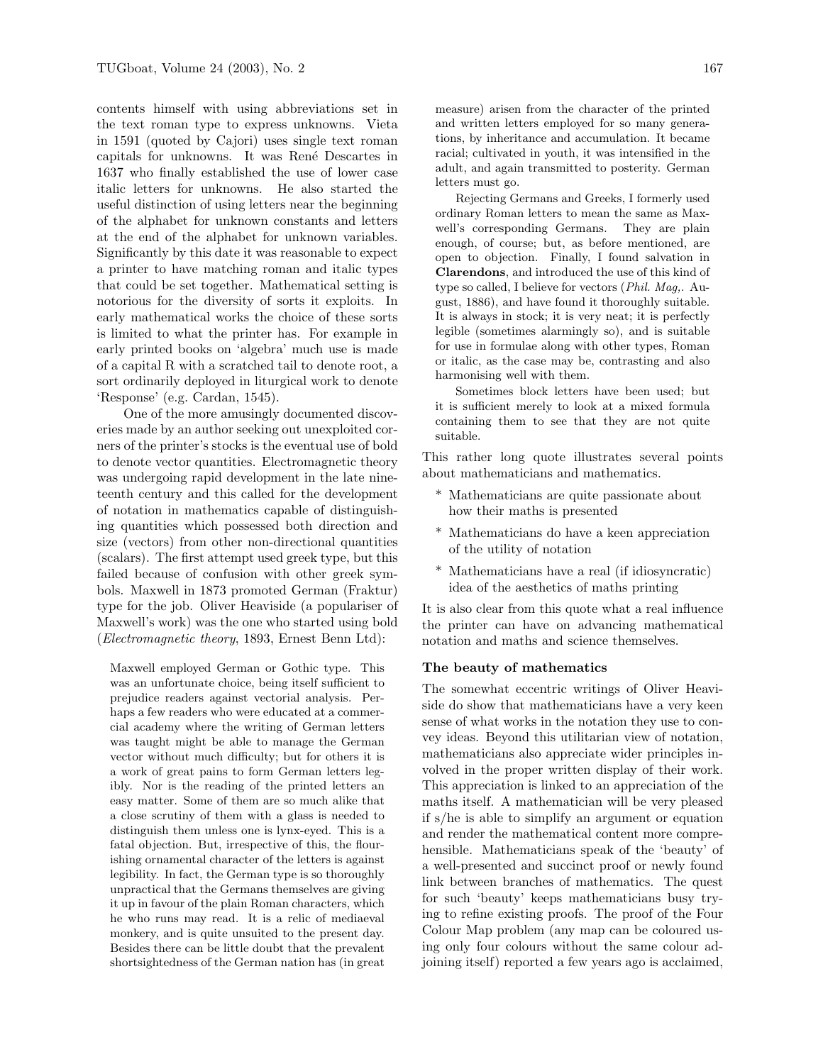contents himself with using abbreviations set in the text roman type to express unknowns. Vieta in 1591 (quoted by Cajori) uses single text roman capitals for unknowns. It was René Descartes in 1637 who finally established the use of lower case italic letters for unknowns. He also started the useful distinction of using letters near the beginning of the alphabet for unknown constants and letters at the end of the alphabet for unknown variables. Significantly by this date it was reasonable to expect a printer to have matching roman and italic types that could be set together. Mathematical setting is notorious for the diversity of sorts it exploits. In early mathematical works the choice of these sorts is limited to what the printer has. For example in early printed books on 'algebra' much use is made of a capital R with a scratched tail to denote root, a sort ordinarily deployed in liturgical work to denote 'Response' (e.g. Cardan, 1545).

One of the more amusingly documented discoveries made by an author seeking out unexploited corners of the printer's stocks is the eventual use of bold to denote vector quantities. Electromagnetic theory was undergoing rapid development in the late nineteenth century and this called for the development of notation in mathematics capable of distinguishing quantities which possessed both direction and size (vectors) from other non-directional quantities (scalars). The first attempt used greek type, but this failed because of confusion with other greek symbols. Maxwell in 1873 promoted German (Fraktur) type for the job. Oliver Heaviside (a populariser of Maxwell's work) was the one who started using bold (*Electromagnetic theory*, 1893, Ernest Benn Ltd):

> Maxwell employed German or Gothic type. This was an unfortunate choice, being itself sufficient to prejudice readers against vectorial analysis. Perhaps a few readers who were educated at a commercial academy where the writing of German letters was taught might be able to manage the German vector without much difficulty; but for others it is a work of great pains to form German letters legibly. Nor is the reading of the printed letters an easy matter. Some of them are so much alike that a close scrutiny of them with a glass is needed to distinguish them unless one is lynx-eyed. This is a fatal objection. But, irrespective of this, the flourishing ornamental character of the letters is against legibility. In fact, the German type is so thoroughly unpractical that the Germans themselves are giving it up in favour of the plain Roman characters, which he who runs may read. It is a relic of mediaeval monkery, and is quite unsuited to the present day. Besides there can be little doubt that the prevalent shortsightedness of the German nation has (in great measure) arisen from the character of the printed and written letters employed for so many generations, by inheritance and accumulation. It became racial; cultivated in youth, it was intensified in the adult, and again transmitted to posterity. German letters must go.
>
> Rejecting Germans and Greeks, I formerly used ordinary Roman letters to mean the same as Maxwell's corresponding Germans. They are plain enough, of course; but, as before mentioned, are open to objection. Finally, I found salvation in **Clarendons**, and introduced the use of this kind of type so called, I believe for vectors (*Phil. Mag,*. August, 1886), and have found it thoroughly suitable. It is always in stock; it is very neat; it is perfectly legible (sometimes alarmingly so), and is suitable for use in formulae along with other types, Roman or italic, as the case may be, contrasting and also harmonising well with them.
>
> Sometimes block letters have been used; but it is sufficient merely to look at a mixed formula containing them to see that they are not quite suitable.

This rather long quote illustrates several points about mathematicians and mathematics.

* Mathematicians are quite passionate about how their maths is presented
* Mathematicians do have a keen appreciation of the utility of notation
* Mathematicians have a real (if idiosyncratic) idea of the aesthetics of maths printing

It is also clear from this quote what a real influence the printer can have on advancing mathematical notation and maths and science themselves.

### The beauty of mathematics

The somewhat eccentric writings of Oliver Heaviside do show that mathematicians have a very keen sense of what works in the notation they use to convey ideas. Beyond this utilitarian view of notation, mathematicians also appreciate wider principles involved in the proper written display of their work. This appreciation is linked to an appreciation of the maths itself. A mathematician will be very pleased if s/he is able to simplify an argument or equation and render the mathematical content more comprehensible. Mathematicians speak of the 'beauty' of a well-presented and succinct proof or newly found link between branches of mathematics. The quest for such 'beauty' keeps mathematicians busy trying to refine existing proofs. The proof of the Four Colour Map problem (any map can be coloured using only four colours without the same colour adjoining itself) reported a few years ago is acclaimed,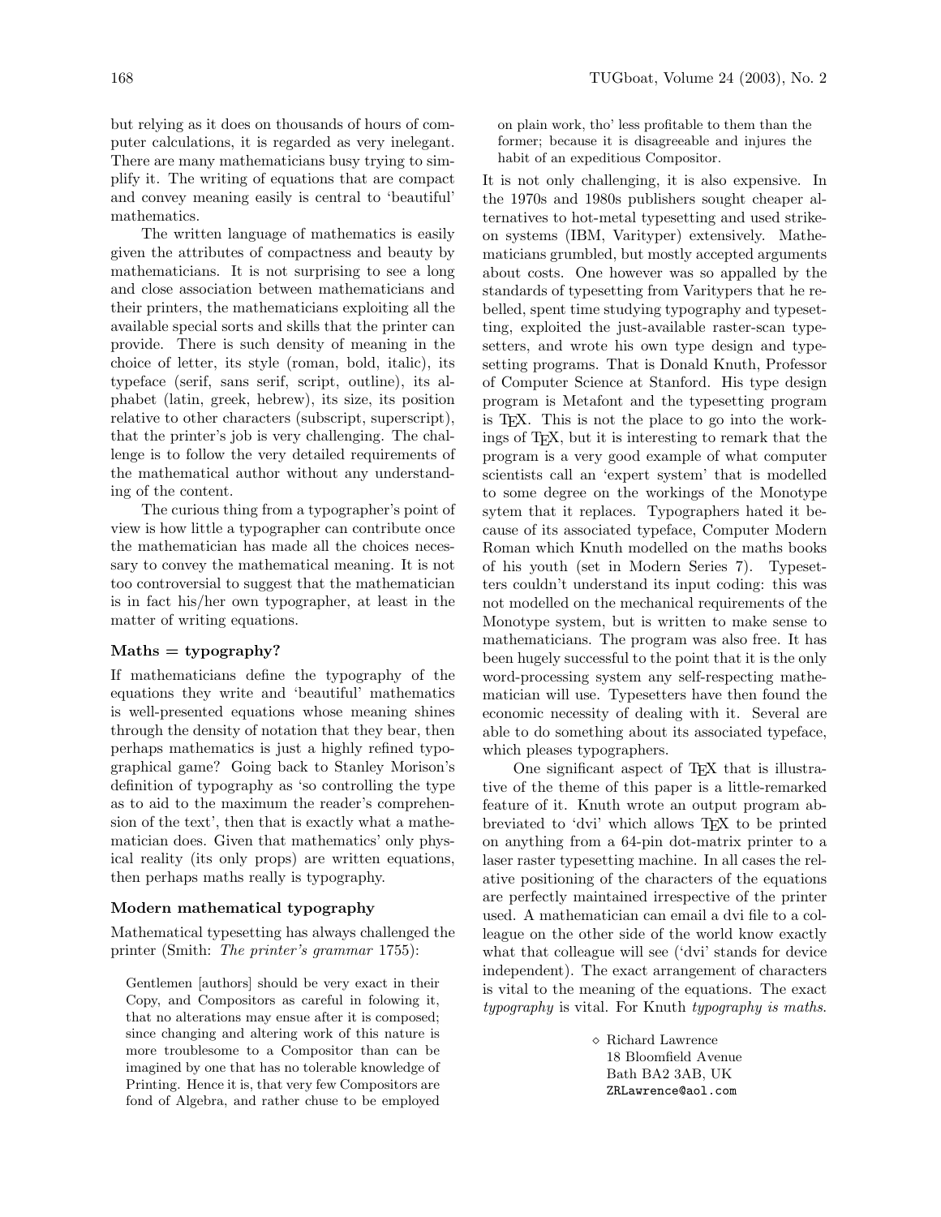but relying as it does on thousands of hours of computer calculations, it is regarded as very inelegant. There are many mathematicians busy trying to simplify it. The writing of equations that are compact and convey meaning easily is central to 'beautiful' mathematics.

The written language of mathematics is easily given the attributes of compactness and beauty by mathematicians. It is not surprising to see a long and close association between mathematicians and their printers, the mathematicians exploiting all the available special sorts and skills that the printer can provide. There is such density of meaning in the choice of letter, its style (roman, bold, italic), its typeface (serif, sans serif, script, outline), its alphabet (latin, greek, hebrew), its size, its position relative to other characters (subscript, superscript), that the printer's job is very challenging. The challenge is to follow the very detailed requirements of the mathematical author without any understanding of the content.

The curious thing from a typographer's point of view is how little a typographer can contribute once the mathematician has made all the choices necessary to convey the mathematical meaning. It is not too controversial to suggest that the mathematician is in fact his/her own typographer, at least in the matter of writing equations.

### Maths = typography?

If mathematicians define the typography of the equations they write and 'beautiful' mathematics is well-presented equations whose meaning shines through the density of notation that they bear, then perhaps mathematics is just a highly refined typographical game? Going back to Stanley Morison's definition of typography as 'so controlling the type as to aid to the maximum the reader's comprehension of the text', then that is exactly what a mathematician does. Given that mathematics' only physical reality (its only props) are written equations, then perhaps maths really is typography.

### Modern mathematical typography

Mathematical typesetting has always challenged the printer (Smith: *The printer's grammar* 1755):

> Gentlemen [authors] should be very exact in their Copy, and Compositors as careful in folowing it, that no alterations may ensue after it is composed; since changing and altering work of this nature is more troublesome to a Compositor than can be imagined by one that has no tolerable knowledge of Printing. Hence it is, that very few Compositors are fond of Algebra, and rather chuse to be employed on plain work, tho' less profitable to them than the former; because it is disagreeable and injures the habit of an expeditious Compositor.

It is not only challenging, it is also expensive. In the 1970s and 1980s publishers sought cheaper alternatives to hot-metal typesetting and used strike-on systems (IBM, Varityper) extensively. Mathematicians grumbled, but mostly accepted arguments about costs. One however was so appalled by the standards of typesetting from Varitypers that he rebelled, spent time studying typography and typesetting, exploited the just-available raster-scan typesetters, and wrote his own type design and typesetting programs. That is Donald Knuth, Professor of Computer Science at Stanford. His type design program is Metafont and the typesetting program is TeX. This is not the place to go into the workings of TeX, but it is interesting to remark that the program is a very good example of what computer scientists call an 'expert system' that is modelled to some degree on the workings of the Monotype sytem that it replaces. Typographers hated it because of its associated typeface, Computer Modern Roman which Knuth modelled on the maths books of his youth (set in Modern Series 7). Typesetters couldn't understand its input coding: this was not modelled on the mechanical requirements of the Monotype system, but is written to make sense to mathematicians. The program was also free. It has been hugely successful to the point that it is the only word-processing system any self-respecting mathematician will use. Typesetters have then found the economic necessity of dealing with it. Several are able to do something about its associated typeface, which pleases typographers.

One significant aspect of TeX that is illustrative of the theme of this paper is a little-remarked feature of it. Knuth wrote an output program abbreviated to 'dvi' which allows TeX to be printed on anything from a 64-pin dot-matrix printer to a laser raster typesetting machine. In all cases the relative positioning of the characters of the equations are perfectly maintained irrespective of the printer used. A mathematician can email a dvi file to a colleague on the other side of the world know exactly what that colleague will see ('dvi' stands for device independent). The exact arrangement of characters is vital to the meaning of the equations. The exact *typography* is vital. For Knuth *typography is maths*.

◇ Richard Lawrence
18 Bloomfield Avenue
Bath BA2 3AB, UK
ZRLawrence@aol.com